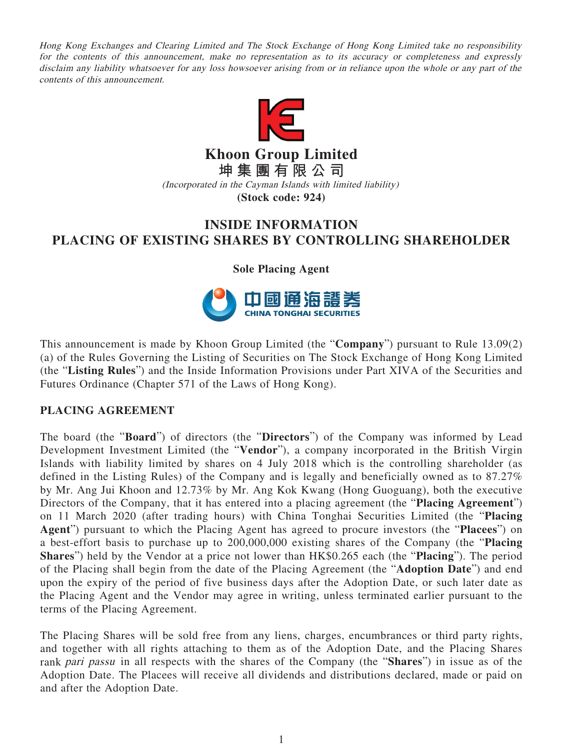*Hong Kong Exchanges and Clearing Limited and The Stock Exchange of Hong Kong Limited take no responsibility for the contents of this announcement, make no representation as to its accuracy or completeness and expressly disclaim any liability whatsoever for any loss howsoever arising from or in reliance upon the whole or any part of the contents of this announcement.*

# Khoon Group Limited
# 坤集團有限公司

*(Incorporated in the Cayman Islands with limited liability)*

**(Stock code: 924)**

## INSIDE INFORMATION
## PLACING OF EXISTING SHARES BY CONTROLLING SHAREHOLDER

**Sole Placing Agent**

中國通海證券
CHINA TONGHAI SECURITIES

This announcement is made by Khoon Group Limited (the "**Company**") pursuant to Rule 13.09(2)(a) of the Rules Governing the Listing of Securities on The Stock Exchange of Hong Kong Limited (the "**Listing Rules**") and the Inside Information Provisions under Part XIVA of the Securities and Futures Ordinance (Chapter 571 of the Laws of Hong Kong).

### PLACING AGREEMENT

The board (the "**Board**") of directors (the "**Directors**") of the Company was informed by Lead Development Investment Limited (the "**Vendor**"), a company incorporated in the British Virgin Islands with liability limited by shares on 4 July 2018 which is the controlling shareholder (as defined in the Listing Rules) of the Company and is legally and beneficially owned as to 87.27% by Mr. Ang Jui Khoon and 12.73% by Mr. Ang Kok Kwang (Hong Guoguang), both the executive Directors of the Company, that it has entered into a placing agreement (the "**Placing Agreement**") on 11 March 2020 (after trading hours) with China Tonghai Securities Limited (the "**Placing Agent**") pursuant to which the Placing Agent has agreed to procure investors (the "**Placees**") on a best-effort basis to purchase up to 200,000,000 existing shares of the Company (the "**Placing Shares**") held by the Vendor at a price not lower than HK$0.265 each (the "**Placing**"). The period of the Placing shall begin from the date of the Placing Agreement (the "**Adoption Date**") and end upon the expiry of the period of five business days after the Adoption Date, or such later date as the Placing Agent and the Vendor may agree in writing, unless terminated earlier pursuant to the terms of the Placing Agreement.

The Placing Shares will be sold free from any liens, charges, encumbrances or third party rights, and together with all rights attaching to them as of the Adoption Date, and the Placing Shares rank *pari passu* in all respects with the shares of the Company (the "**Shares**") in issue as of the Adoption Date. The Placees will receive all dividends and distributions declared, made or paid on and after the Adoption Date.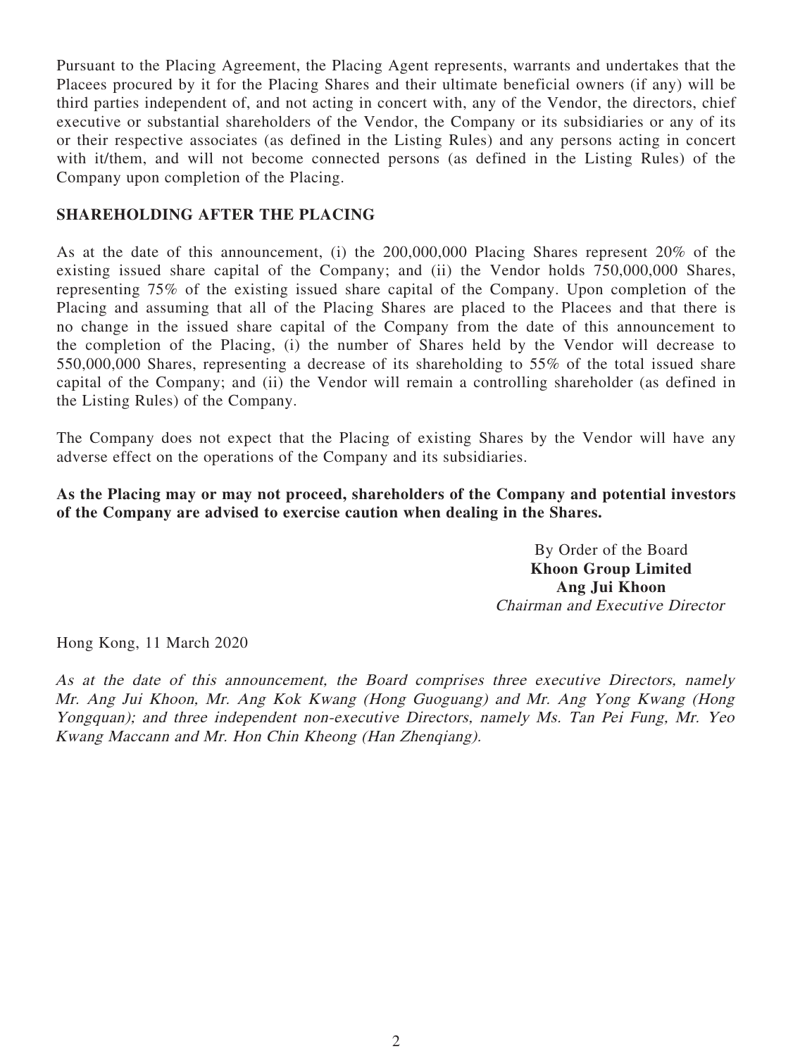Pursuant to the Placing Agreement, the Placing Agent represents, warrants and undertakes that the Placees procured by it for the Placing Shares and their ultimate beneficial owners (if any) will be third parties independent of, and not acting in concert with, any of the Vendor, the directors, chief executive or substantial shareholders of the Vendor, the Company or its subsidiaries or any of its or their respective associates (as defined in the Listing Rules) and any persons acting in concert with it/them, and will not become connected persons (as defined in the Listing Rules) of the Company upon completion of the Placing.

## SHAREHOLDING AFTER THE PLACING

As at the date of this announcement, (i) the 200,000,000 Placing Shares represent 20% of the existing issued share capital of the Company; and (ii) the Vendor holds 750,000,000 Shares, representing 75% of the existing issued share capital of the Company. Upon completion of the Placing and assuming that all of the Placing Shares are placed to the Placees and that there is no change in the issued share capital of the Company from the date of this announcement to the completion of the Placing, (i) the number of Shares held by the Vendor will decrease to 550,000,000 Shares, representing a decrease of its shareholding to 55% of the total issued share capital of the Company; and (ii) the Vendor will remain a controlling shareholder (as defined in the Listing Rules) of the Company.

The Company does not expect that the Placing of existing Shares by the Vendor will have any adverse effect on the operations of the Company and its subsidiaries.

**As the Placing may or may not proceed, shareholders of the Company and potential investors of the Company are advised to exercise caution when dealing in the Shares.**

By Order of the Board
**Khoon Group Limited**
**Ang Jui Khoon**
*Chairman and Executive Director*

Hong Kong, 11 March 2020

*As at the date of this announcement, the Board comprises three executive Directors, namely Mr. Ang Jui Khoon, Mr. Ang Kok Kwang (Hong Guoguang) and Mr. Ang Yong Kwang (Hong Yongquan); and three independent non-executive Directors, namely Ms. Tan Pei Fung, Mr. Yeo Kwang Maccann and Mr. Hon Chin Kheong (Han Zhenqiang).*